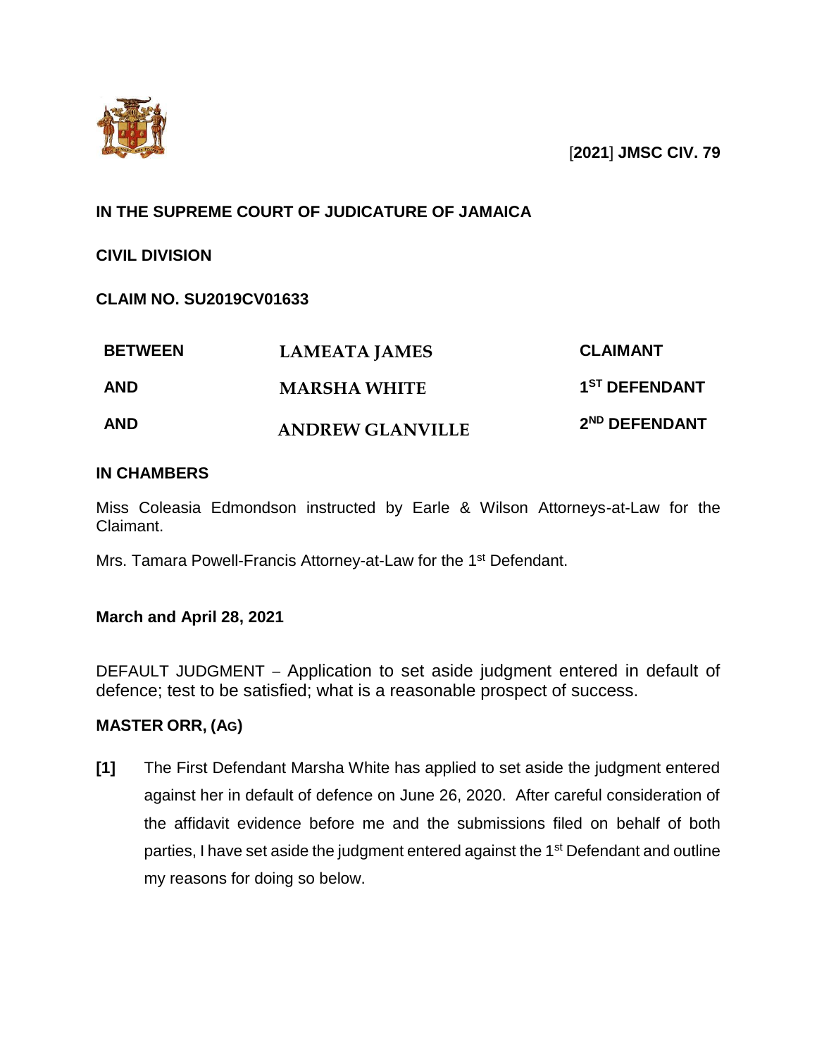[**2021**] **JMSC CIV. 79**

**IN THE SUPREME COURT OF JUDICATURE OF JAMAICA**

**CIVIL DIVISION**

**CLAIM NO. SU2019CV01633**

| | | |
|---|---|---|
| **BETWEEN** | **LAMEATA JAMES** | **CLAIMANT** |
| **AND** | **MARSHA WHITE** | **1ST DEFENDANT** |
| **AND** | **ANDREW GLANVILLE** | **2ND DEFENDANT** |

**IN CHAMBERS**

Miss Coleasia Edmondson instructed by Earle & Wilson Attorneys-at-Law for the Claimant.

Mrs. Tamara Powell-Francis Attorney-at-Law for the 1st Defendant.

**March and April 28, 2021**

DEFAULT JUDGMENT – Application to set aside judgment entered in default of defence; test to be satisfied; what is a reasonable prospect of success.

**MASTER ORR, (AG)**

**[1]** The First Defendant Marsha White has applied to set aside the judgment entered against her in default of defence on June 26, 2020. After careful consideration of the affidavit evidence before me and the submissions filed on behalf of both parties, I have set aside the judgment entered against the 1st Defendant and outline my reasons for doing so below.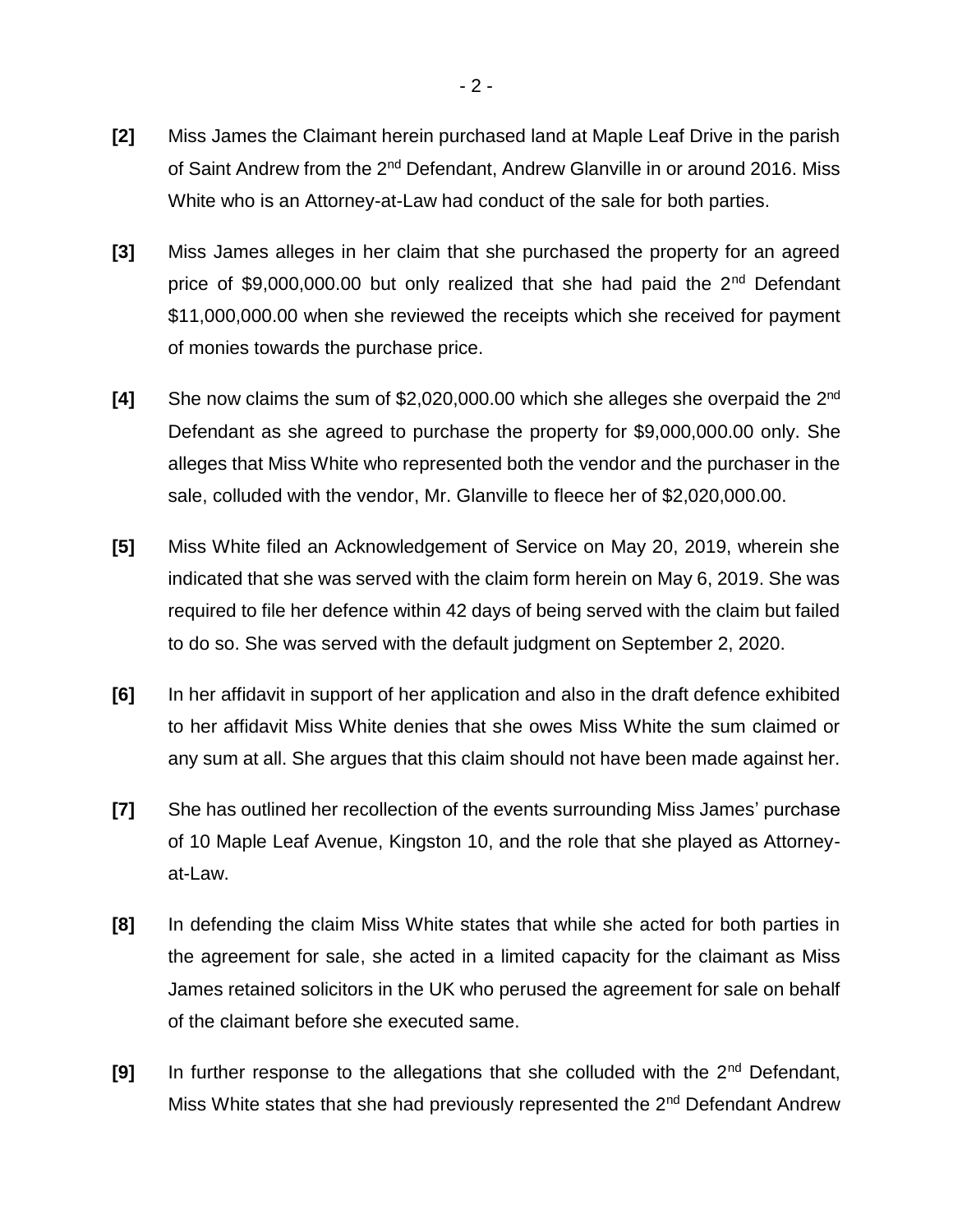**[2]** Miss James the Claimant herein purchased land at Maple Leaf Drive in the parish of Saint Andrew from the 2nd Defendant, Andrew Glanville in or around 2016. Miss White who is an Attorney-at-Law had conduct of the sale for both parties.

**[3]** Miss James alleges in her claim that she purchased the property for an agreed price of $9,000,000.00 but only realized that she had paid the 2nd Defendant $11,000,000.00 when she reviewed the receipts which she received for payment of monies towards the purchase price.

**[4]** She now claims the sum of $2,020,000.00 which she alleges she overpaid the 2nd Defendant as she agreed to purchase the property for $9,000,000.00 only. She alleges that Miss White who represented both the vendor and the purchaser in the sale, colluded with the vendor, Mr. Glanville to fleece her of $2,020,000.00.

**[5]** Miss White filed an Acknowledgement of Service on May 20, 2019, wherein she indicated that she was served with the claim form herein on May 6, 2019. She was required to file her defence within 42 days of being served with the claim but failed to do so. She was served with the default judgment on September 2, 2020.

**[6]** In her affidavit in support of her application and also in the draft defence exhibited to her affidavit Miss White denies that she owes Miss White the sum claimed or any sum at all. She argues that this claim should not have been made against her.

**[7]** She has outlined her recollection of the events surrounding Miss James' purchase of 10 Maple Leaf Avenue, Kingston 10, and the role that she played as Attorney-at-Law.

**[8]** In defending the claim Miss White states that while she acted for both parties in the agreement for sale, she acted in a limited capacity for the claimant as Miss James retained solicitors in the UK who perused the agreement for sale on behalf of the claimant before she executed same.

**[9]** In further response to the allegations that she colluded with the 2nd Defendant, Miss White states that she had previously represented the 2nd Defendant Andrew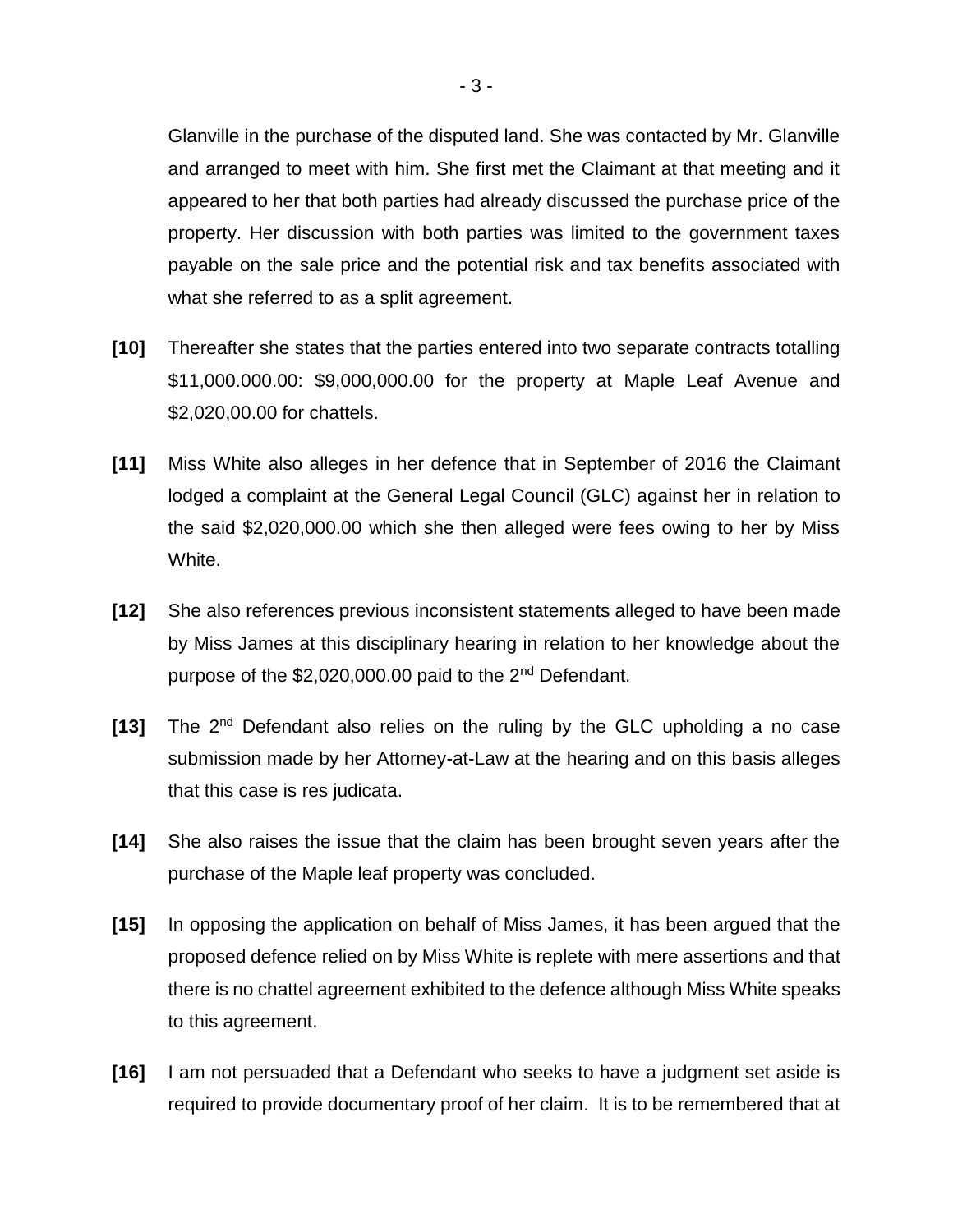Glanville in the purchase of the disputed land. She was contacted by Mr. Glanville and arranged to meet with him. She first met the Claimant at that meeting and it appeared to her that both parties had already discussed the purchase price of the property. Her discussion with both parties was limited to the government taxes payable on the sale price and the potential risk and tax benefits associated with what she referred to as a split agreement.

**[10]** Thereafter she states that the parties entered into two separate contracts totalling $11,000.000.00: $9,000,000.00 for the property at Maple Leaf Avenue and $2,020,00.00 for chattels.

**[11]** Miss White also alleges in her defence that in September of 2016 the Claimant lodged a complaint at the General Legal Council (GLC) against her in relation to the said $2,020,000.00 which she then alleged were fees owing to her by Miss White.

**[12]** She also references previous inconsistent statements alleged to have been made by Miss James at this disciplinary hearing in relation to her knowledge about the purpose of the $2,020,000.00 paid to the 2nd Defendant.

**[13]** The 2nd Defendant also relies on the ruling by the GLC upholding a no case submission made by her Attorney-at-Law at the hearing and on this basis alleges that this case is res judicata.

**[14]** She also raises the issue that the claim has been brought seven years after the purchase of the Maple leaf property was concluded.

**[15]** In opposing the application on behalf of Miss James, it has been argued that the proposed defence relied on by Miss White is replete with mere assertions and that there is no chattel agreement exhibited to the defence although Miss White speaks to this agreement.

**[16]** I am not persuaded that a Defendant who seeks to have a judgment set aside is required to provide documentary proof of her claim. It is to be remembered that at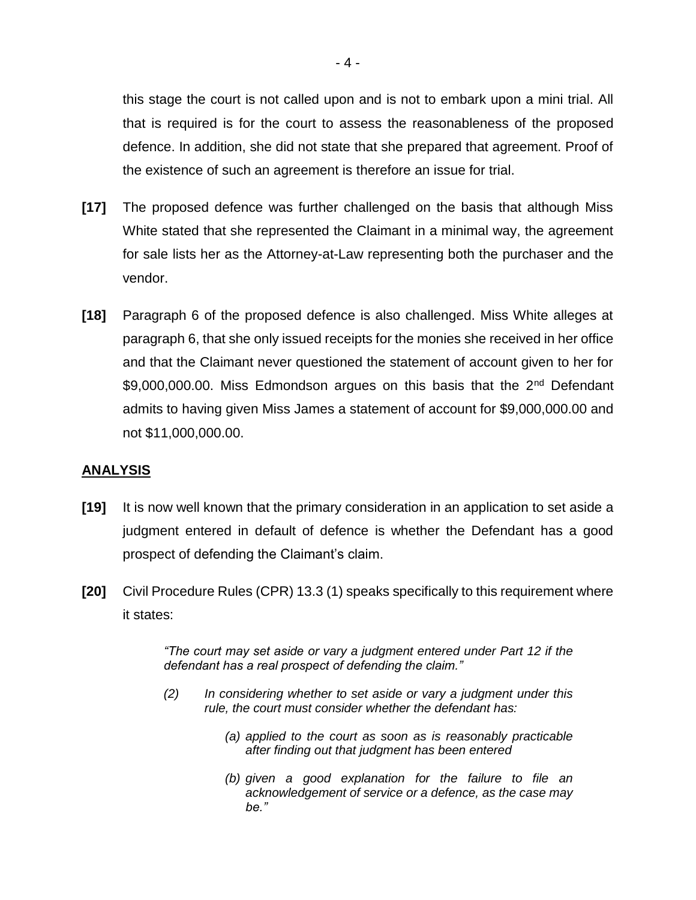this stage the court is not called upon and is not to embark upon a mini trial. All that is required is for the court to assess the reasonableness of the proposed defence. In addition, she did not state that she prepared that agreement. Proof of the existence of such an agreement is therefore an issue for trial.

**[17]** The proposed defence was further challenged on the basis that although Miss White stated that she represented the Claimant in a minimal way, the agreement for sale lists her as the Attorney-at-Law representing both the purchaser and the vendor.

**[18]** Paragraph 6 of the proposed defence is also challenged. Miss White alleges at paragraph 6, that she only issued receipts for the monies she received in her office and that the Claimant never questioned the statement of account given to her for $9,000,000.00. Miss Edmondson argues on this basis that the 2nd Defendant admits to having given Miss James a statement of account for $9,000,000.00 and not $11,000,000.00.

## ANALYSIS

**[19]** It is now well known that the primary consideration in an application to set aside a judgment entered in default of defence is whether the Defendant has a good prospect of defending the Claimant's claim.

**[20]** Civil Procedure Rules (CPR) 13.3 (1) speaks specifically to this requirement where it states:

> *"The court may set aside or vary a judgment entered under Part 12 if the defendant has a real prospect of defending the claim."*
>
> *(2) In considering whether to set aside or vary a judgment under this rule, the court must consider whether the defendant has:*
>
> *(a) applied to the court as soon as is reasonably practicable after finding out that judgment has been entered*
>
> *(b) given a good explanation for the failure to file an acknowledgement of service or a defence, as the case may be."*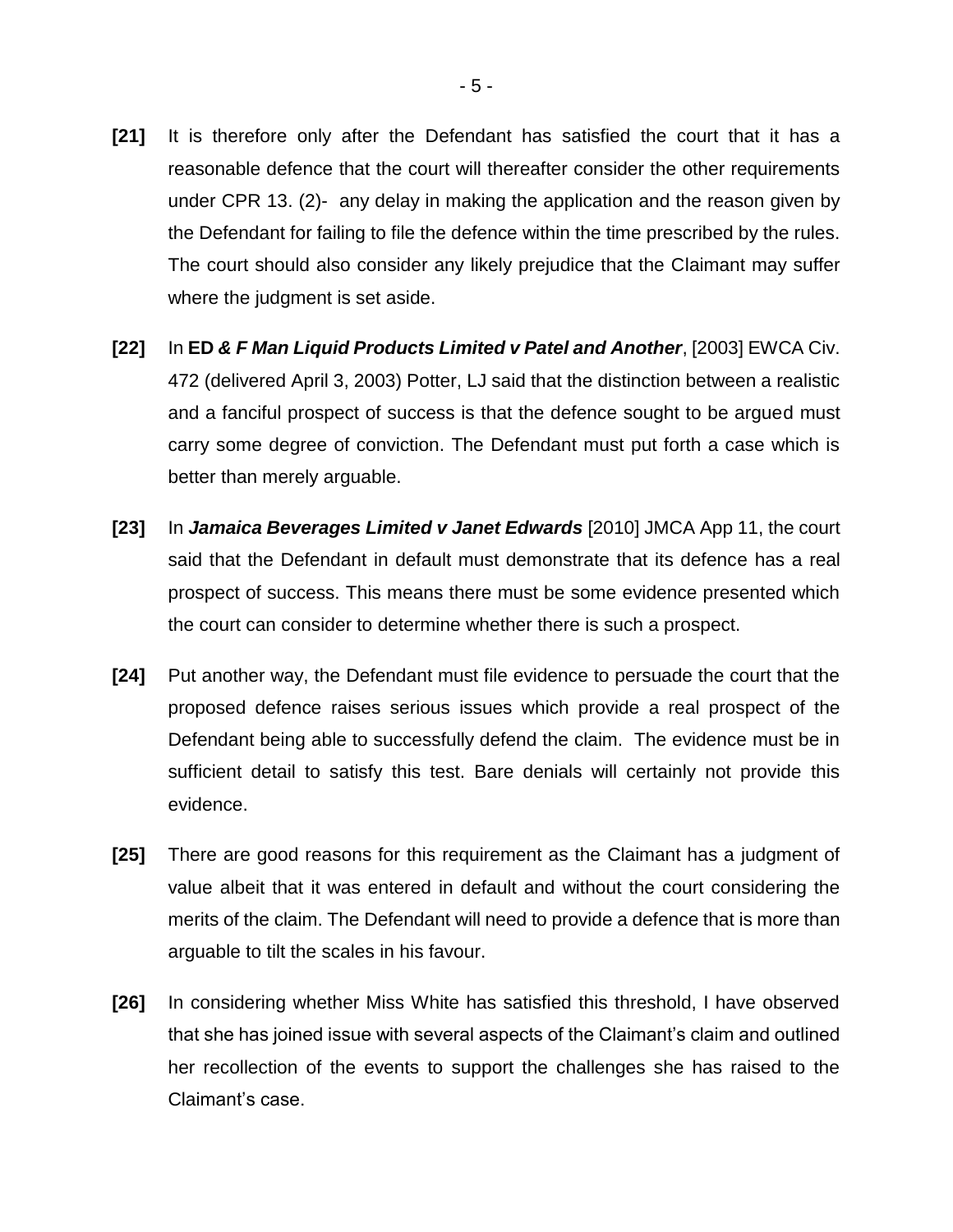**[21]** It is therefore only after the Defendant has satisfied the court that it has a reasonable defence that the court will thereafter consider the other requirements under CPR 13. (2)- any delay in making the application and the reason given by the Defendant for failing to file the defence within the time prescribed by the rules. The court should also consider any likely prejudice that the Claimant may suffer where the judgment is set aside.

**[22]** In **ED *& F Man Liquid Products Limited v Patel and Another***, [2003] EWCA Civ. 472 (delivered April 3, 2003) Potter, LJ said that the distinction between a realistic and a fanciful prospect of success is that the defence sought to be argued must carry some degree of conviction. The Defendant must put forth a case which is better than merely arguable.

**[23]** In ***Jamaica Beverages Limited v Janet Edwards*** [2010] JMCA App 11, the court said that the Defendant in default must demonstrate that its defence has a real prospect of success. This means there must be some evidence presented which the court can consider to determine whether there is such a prospect.

**[24]** Put another way, the Defendant must file evidence to persuade the court that the proposed defence raises serious issues which provide a real prospect of the Defendant being able to successfully defend the claim. The evidence must be in sufficient detail to satisfy this test. Bare denials will certainly not provide this evidence.

**[25]** There are good reasons for this requirement as the Claimant has a judgment of value albeit that it was entered in default and without the court considering the merits of the claim. The Defendant will need to provide a defence that is more than arguable to tilt the scales in his favour.

**[26]** In considering whether Miss White has satisfied this threshold, I have observed that she has joined issue with several aspects of the Claimant's claim and outlined her recollection of the events to support the challenges she has raised to the Claimant's case.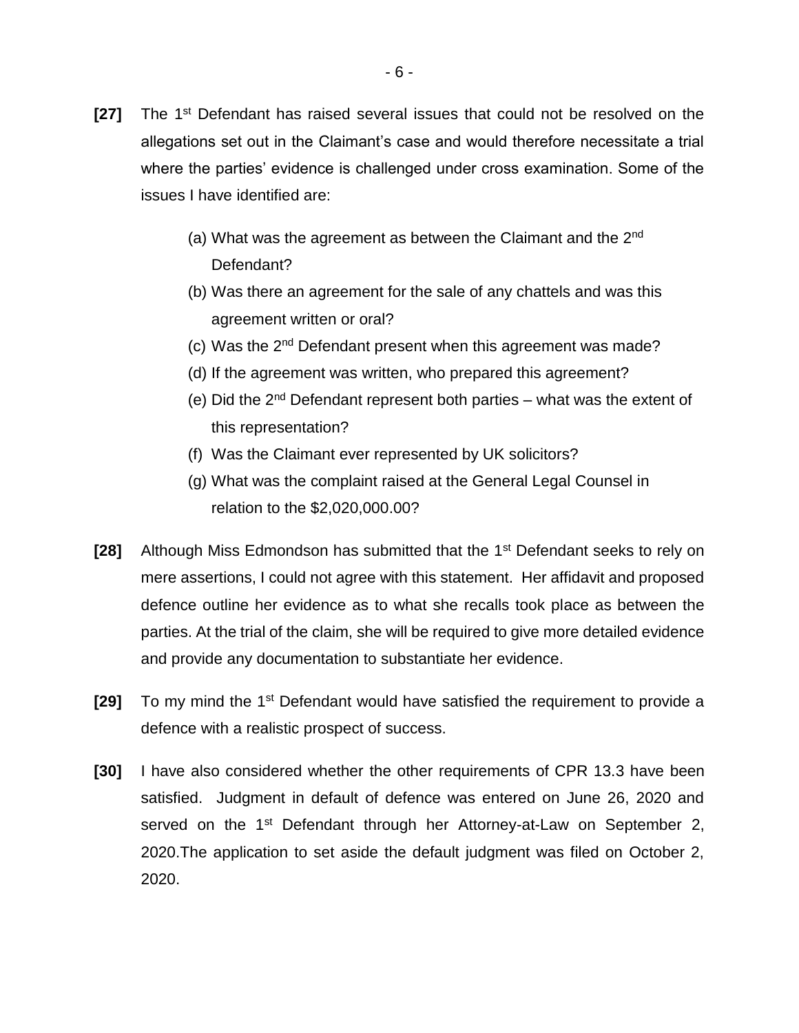**[27]** The 1st Defendant has raised several issues that could not be resolved on the allegations set out in the Claimant's case and would therefore necessitate a trial where the parties' evidence is challenged under cross examination. Some of the issues I have identified are:

(a) What was the agreement as between the Claimant and the 2nd Defendant?

(b) Was there an agreement for the sale of any chattels and was this agreement written or oral?

(c) Was the 2nd Defendant present when this agreement was made?

(d) If the agreement was written, who prepared this agreement?

(e) Did the 2nd Defendant represent both parties – what was the extent of this representation?

(f) Was the Claimant ever represented by UK solicitors?

(g) What was the complaint raised at the General Legal Counsel in relation to the $2,020,000.00?

**[28]** Although Miss Edmondson has submitted that the 1st Defendant seeks to rely on mere assertions, I could not agree with this statement. Her affidavit and proposed defence outline her evidence as to what she recalls took place as between the parties. At the trial of the claim, she will be required to give more detailed evidence and provide any documentation to substantiate her evidence.

**[29]** To my mind the 1st Defendant would have satisfied the requirement to provide a defence with a realistic prospect of success.

**[30]** I have also considered whether the other requirements of CPR 13.3 have been satisfied. Judgment in default of defence was entered on June 26, 2020 and served on the 1st Defendant through her Attorney-at-Law on September 2, 2020.The application to set aside the default judgment was filed on October 2, 2020.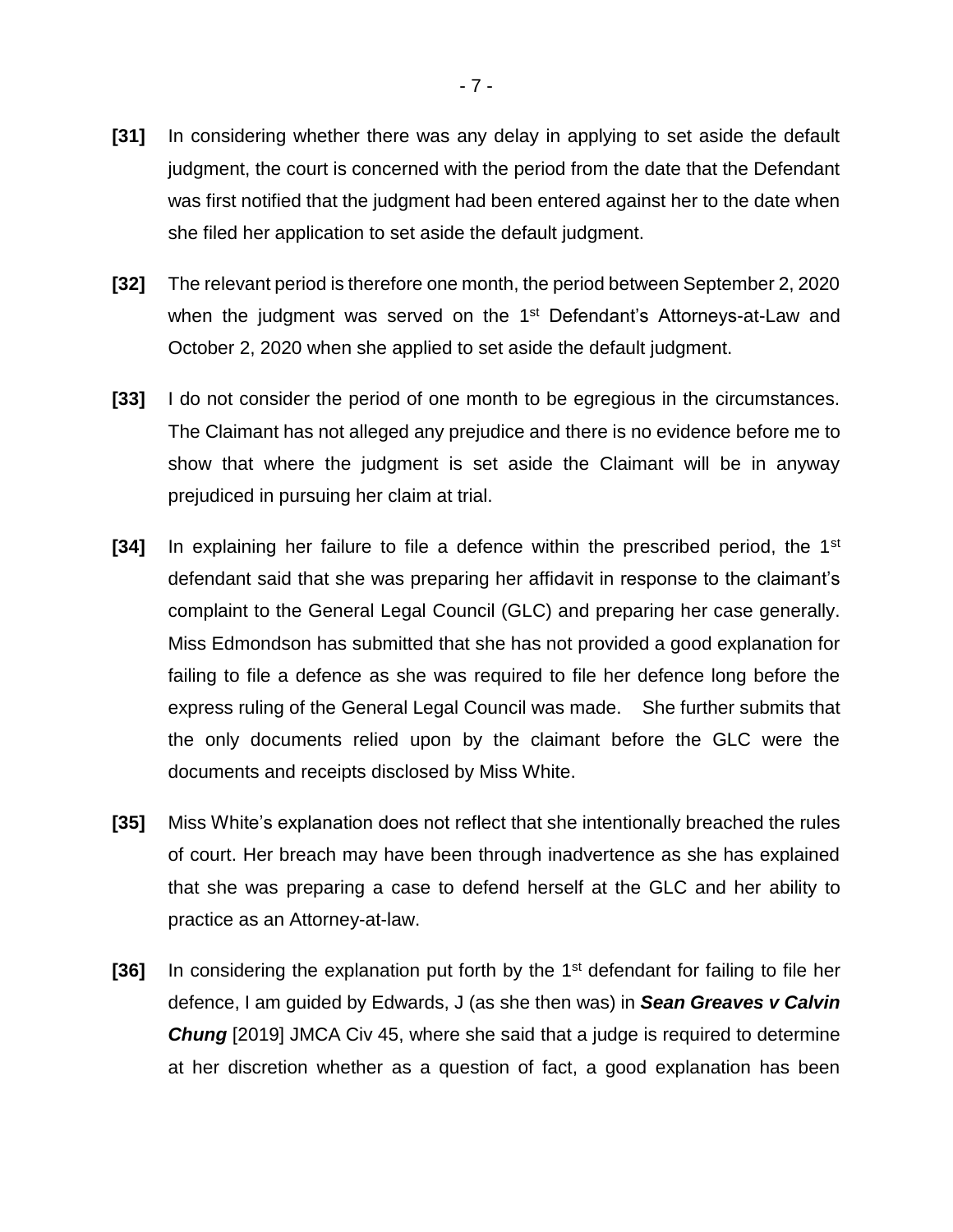**[31]** In considering whether there was any delay in applying to set aside the default judgment, the court is concerned with the period from the date that the Defendant was first notified that the judgment had been entered against her to the date when she filed her application to set aside the default judgment.

**[32]** The relevant period is therefore one month, the period between September 2, 2020 when the judgment was served on the 1st Defendant's Attorneys-at-Law and October 2, 2020 when she applied to set aside the default judgment.

**[33]** I do not consider the period of one month to be egregious in the circumstances. The Claimant has not alleged any prejudice and there is no evidence before me to show that where the judgment is set aside the Claimant will be in anyway prejudiced in pursuing her claim at trial.

**[34]** In explaining her failure to file a defence within the prescribed period, the 1st defendant said that she was preparing her affidavit in response to the claimant's complaint to the General Legal Council (GLC) and preparing her case generally. Miss Edmondson has submitted that she has not provided a good explanation for failing to file a defence as she was required to file her defence long before the express ruling of the General Legal Council was made. She further submits that the only documents relied upon by the claimant before the GLC were the documents and receipts disclosed by Miss White.

**[35]** Miss White's explanation does not reflect that she intentionally breached the rules of court. Her breach may have been through inadvertence as she has explained that she was preparing a case to defend herself at the GLC and her ability to practice as an Attorney-at-law.

**[36]** In considering the explanation put forth by the 1st defendant for failing to file her defence, I am guided by Edwards, J (as she then was) in ***Sean Greaves v Calvin Chung*** [2019] JMCA Civ 45, where she said that a judge is required to determine at her discretion whether as a question of fact, a good explanation has been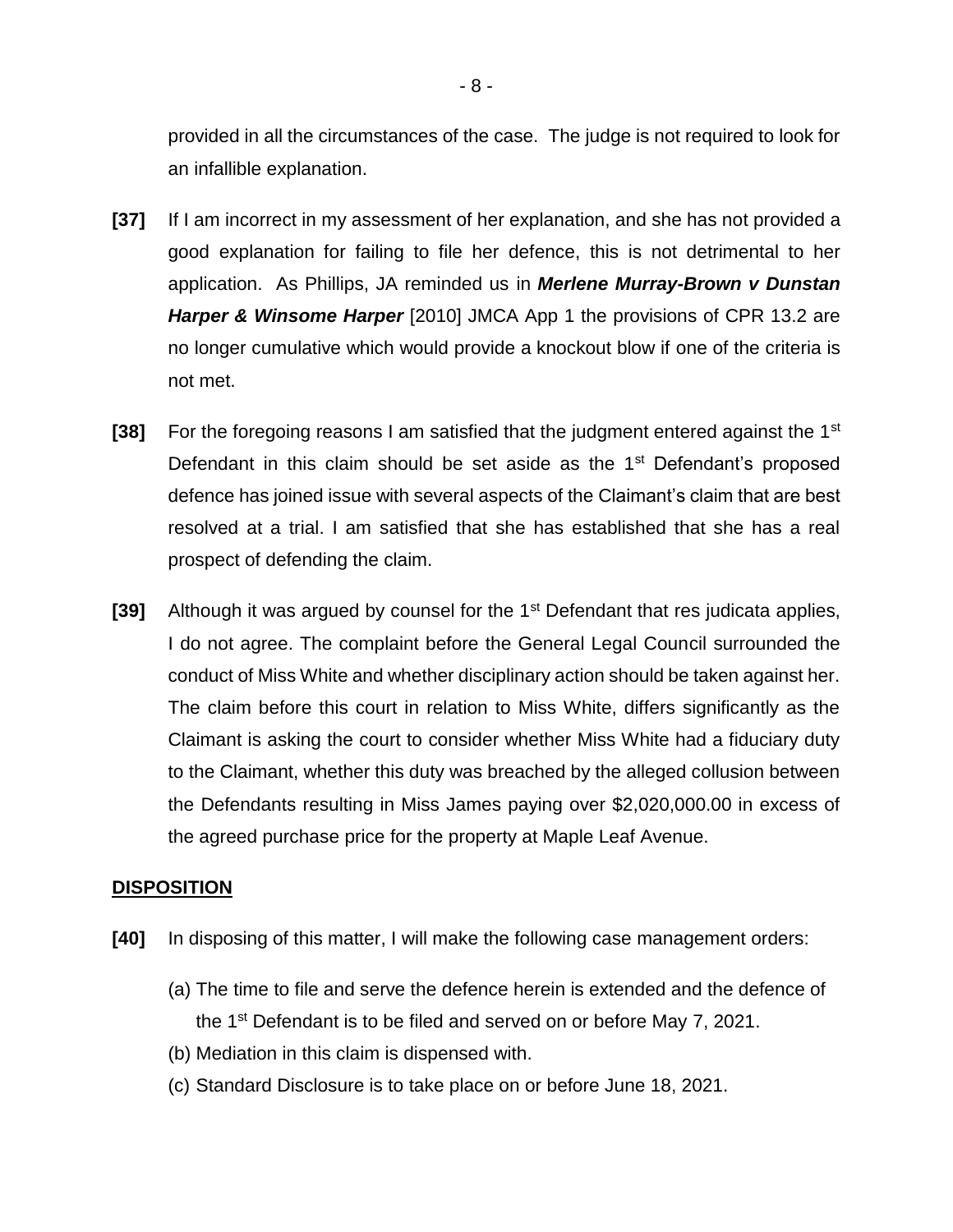provided in all the circumstances of the case. The judge is not required to look for an infallible explanation.

**[37]** If I am incorrect in my assessment of her explanation, and she has not provided a good explanation for failing to file her defence, this is not detrimental to her application. As Phillips, JA reminded us in ***Merlene Murray-Brown v Dunstan Harper & Winsome Harper*** [2010] JMCA App 1 the provisions of CPR 13.2 are no longer cumulative which would provide a knockout blow if one of the criteria is not met.

**[38]** For the foregoing reasons I am satisfied that the judgment entered against the 1st Defendant in this claim should be set aside as the 1st Defendant's proposed defence has joined issue with several aspects of the Claimant's claim that are best resolved at a trial. I am satisfied that she has established that she has a real prospect of defending the claim.

**[39]** Although it was argued by counsel for the 1st Defendant that res judicata applies, I do not agree. The complaint before the General Legal Council surrounded the conduct of Miss White and whether disciplinary action should be taken against her. The claim before this court in relation to Miss White, differs significantly as the Claimant is asking the court to consider whether Miss White had a fiduciary duty to the Claimant, whether this duty was breached by the alleged collusion between the Defendants resulting in Miss James paying over $2,020,000.00 in excess of the agreed purchase price for the property at Maple Leaf Avenue.

## DISPOSITION

**[40]** In disposing of this matter, I will make the following case management orders:

(a) The time to file and serve the defence herein is extended and the defence of the 1st Defendant is to be filed and served on or before May 7, 2021.

(b) Mediation in this claim is dispensed with.

(c) Standard Disclosure is to take place on or before June 18, 2021.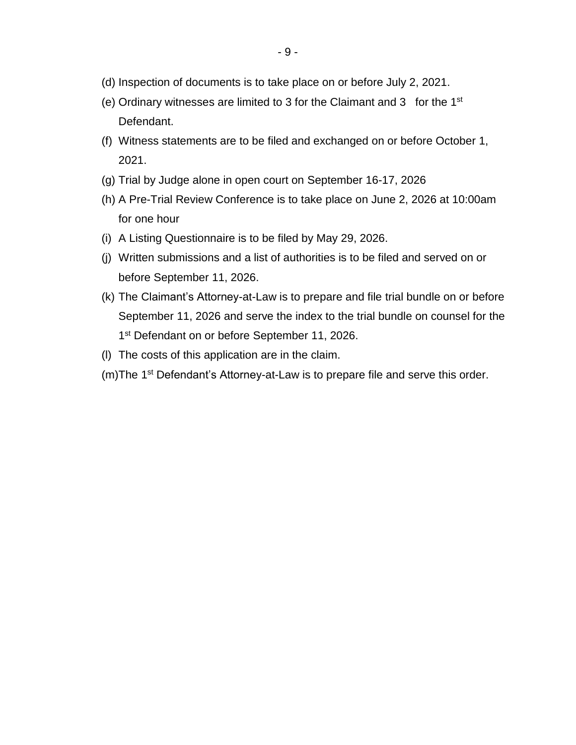(d) Inspection of documents is to take place on or before July 2, 2021.

(e) Ordinary witnesses are limited to 3 for the Claimant and 3 for the 1st Defendant.

(f) Witness statements are to be filed and exchanged on or before October 1, 2021.

(g) Trial by Judge alone in open court on September 16-17, 2026

(h) A Pre-Trial Review Conference is to take place on June 2, 2026 at 10:00am for one hour

(i) A Listing Questionnaire is to be filed by May 29, 2026.

(j) Written submissions and a list of authorities is to be filed and served on or before September 11, 2026.

(k) The Claimant's Attorney-at-Law is to prepare and file trial bundle on or before September 11, 2026 and serve the index to the trial bundle on counsel for the 1st Defendant on or before September 11, 2026.

(l) The costs of this application are in the claim.

(m) The 1st Defendant's Attorney-at-Law is to prepare file and serve this order.